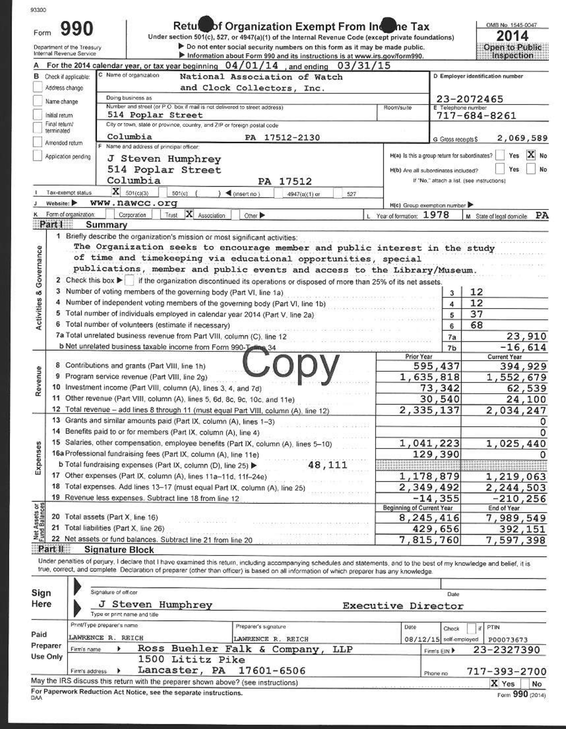93300

# Form 990 — Return of Organization Exempt From Income Tax

Under section 501(c), 527, or 4947(a)(1) of the Internal Revenue Code (except private foundations)

▶ Do not enter social security numbers on this form as it may be made public.

▶ Information about Form 990 and its instructions is at www.irs.gov/form990.

Department of the Treasury Internal Revenue Service

OMB No. 1545-0047

**2014**

**Open to Public Inspection**

**A** For the 2014 calendar year, or tax year beginning 04/01/14, and ending 03/31/15

**B** Check if applicable:
- ☐ Address change
- ☐ Name change
- ☐ Initial return
- ☐ Final return/terminated
- ☐ Amended return
- ☐ Application pending

**C** Name of organization: National Association of Watch and Clock Collectors, Inc.

Doing business as:

Number and street (or P.O. box if mail is not delivered to street address): 514 Poplar Street — Room/suite:

City or town, state or province, country, and ZIP or foreign postal code: Columbia PA 17512-2130

**D** Employer identification number: 23-2072465

**E** Telephone number: 717-684-8261

**G** Gross receipts $ 2,069,589

**F** Name and address of principal officer: J Steven Humphrey, 514 Poplar Street, Columbia PA 17512

**H(a)** Is this a group return for subordinates? ☐ Yes ☒ No

**H(b)** Are all subordinates included? ☐ Yes ☐ No — If "No," attach a list. (see instructions)

**I** Tax-exempt status: ☒ 501(c)(3) ☐ 501(c) ( ) ◀ (insert no.) ☐ 4947(a)(1) or ☐ 527

**J** Website: ▶ www.nawcc.org

**H(c)** Group exemption number ▶

**K** Form of organization: ☐ Corporation ☐ Trust ☒ Association ☐ Other ▶

**L** Year of formation: 1978

**M** State of legal domicile: PA

## Part I Summary

### Activities & Governance

1. Briefly describe the organization's mission or most significant activities: The Organization seeks to encourage member and public interest in the study of time and timekeeping via educational opportunities, special publications, member and public events and access to the Library/Museum.
2. Check this box ▶ ☐ if the organization discontinued its operations or disposed of more than 25% of its net assets.

| Line | Description | | Value |
|---|---|---|---|
| 3 | Number of voting members of the governing body (Part VI, line 1a) | 3 | 12 |
| 4 | Number of independent voting members of the governing body (Part VI, line 1b) | 4 | 12 |
| 5 | Total number of individuals employed in calendar year 2014 (Part V, line 2a) | 5 | 37 |
| 6 | Total number of volunteers (estimate if necessary) | 6 | 68 |
| 7a | Total unrelated business revenue from Part VIII, column (C), line 12 | 7a | 23,910 |
| 7b | Net unrelated business taxable income from Form 990-T, line 34 | 7b | -16,614 |

Copy

### Revenue / Expenses

| Line | Description | Prior Year | Current Year |
|---|---|---|---|
| 8 | Contributions and grants (Part VIII, line 1h) | 595,437 | 394,929 |
| 9 | Program service revenue (Part VIII, line 2g) | 1,635,818 | 1,552,679 |
| 10 | Investment income (Part VIII, column (A), lines 3, 4, and 7d) | 73,342 | 62,539 |
| 11 | Other revenue (Part VIII, column (A), lines 5, 6d, 8c, 9c, 10c, and 11e) | 30,540 | 24,100 |
| 12 | Total revenue – add lines 8 through 11 (must equal Part VIII, column (A), line 12) | 2,335,137 | 2,034,247 |
| 13 | Grants and similar amounts paid (Part IX, column (A), lines 1–3) | | 0 |
| 14 | Benefits paid to or for members (Part IX, column (A), line 4) | | 0 |
| 15 | Salaries, other compensation, employee benefits (Part IX, column (A), lines 5–10) | 1,041,223 | 1,025,440 |
| 16a | Professional fundraising fees (Part IX, column (A), line 11e) | 129,390 | 0 |
| b | Total fundraising expenses (Part IX, column (D), line 25) ▶ 48,111 | | |
| 17 | Other expenses (Part IX, column (A), lines 11a–11d, 11f–24e) | 1,178,879 | 1,219,063 |
| 18 | Total expenses. Add lines 13–17 (must equal Part IX, column (A), line 25) | 2,349,492 | 2,244,503 |
| 19 | Revenue less expenses. Subtract line 18 from line 12 | -14,355 | -210,256 |

### Net Assets or Fund Balances

| Line | Description | Beginning of Current Year | End of Year |
|---|---|---|---|
| 20 | Total assets (Part X, line 16) | 8,245,416 | 7,989,549 |
| 21 | Total liabilities (Part X, line 26) | 429,656 | 392,151 |
| 22 | Net assets or fund balances. Subtract line 21 from line 20 | 7,815,760 | 7,597,398 |

## Part II Signature Block

Under penalties of perjury, I declare that I have examined this return, including accompanying schedules and statements, and to the best of my knowledge and belief, it is true, correct, and complete. Declaration of preparer (other than officer) is based on all information of which preparer has any knowledge.

**Sign Here**

Signature of officer — Date

J Steven Humphrey — Executive Director

Type or print name and title

**Paid Preparer Use Only**

| Print/Type preparer's name | Preparer's signature | Date | Check ☐ if self-employed | PTIN |
|---|---|---|---|---|
| LAWRENCE R. REICH | LAWRENCE R. REICH | 08/12/15 | | P00073673 |

Firm's name ▶ Ross Buehler Falk & Company, LLP — Firm's EIN ▶ 23-2327390

Firm's address ▶ 1500 Lititz Pike, Lancaster, PA 17601-6506 — Phone no. 717-393-2700

May the IRS discuss this return with the preparer shown above? (see instructions) ☒ Yes ☐ No

For Paperwork Reduction Act Notice, see the separate instructions.

DAA — Form 990 (2014)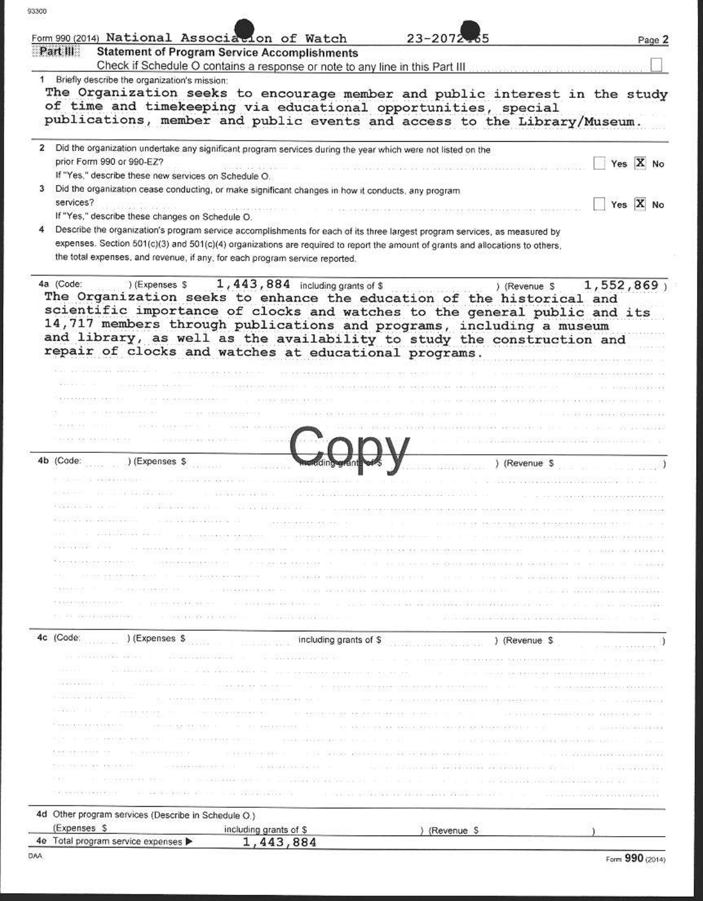Form 990 (2014) National Association of Watch 23-2072●65

## Part III Statement of Program Service Accomplishments

Check if Schedule O contains a response or note to any line in this Part III ☐

1 Briefly describe the organization's mission:

The Organization seeks to encourage member and public interest in the study of time and timekeeping via educational opportunities, special publications, member and public events and access to the Library/Museum.

2 Did the organization undertake any significant program services during the year which were not listed on the prior Form 990 or 990-EZ? ☐ Yes ☒ No

If "Yes," describe these new services on Schedule O.

3 Did the organization cease conducting, or make significant changes in how it conducts, any program services? ☐ Yes ☒ No

If "Yes," describe these changes on Schedule O.

4 Describe the organization's program service accomplishments for each of its three largest program services, as measured by expenses. Section 501(c)(3) and 501(c)(4) organizations are required to report the amount of grants and allocations to others, the total expenses, and revenue, if any, for each program service reported.

4a (Code: ) (Expenses $ 1,443,884 including grants of $ ) (Revenue $ 1,552,869 )

The Organization seeks to enhance the education of the historical and scientific importance of clocks and watches to the general public and its 14,717 members through publications and programs, including a museum and library, as well as the availability to study the construction and repair of clocks and watches at educational programs.

Copy

4b (Code: ) (Expenses $ including grants of $ ) (Revenue $ )

4c (Code: ) (Expenses $ including grants of $ ) (Revenue $ )

4d Other program services (Describe in Schedule O.)

(Expenses $ including grants of $ ) (Revenue $ )

4e Total program service expenses ▶ 1,443,884

Form 990 (2014)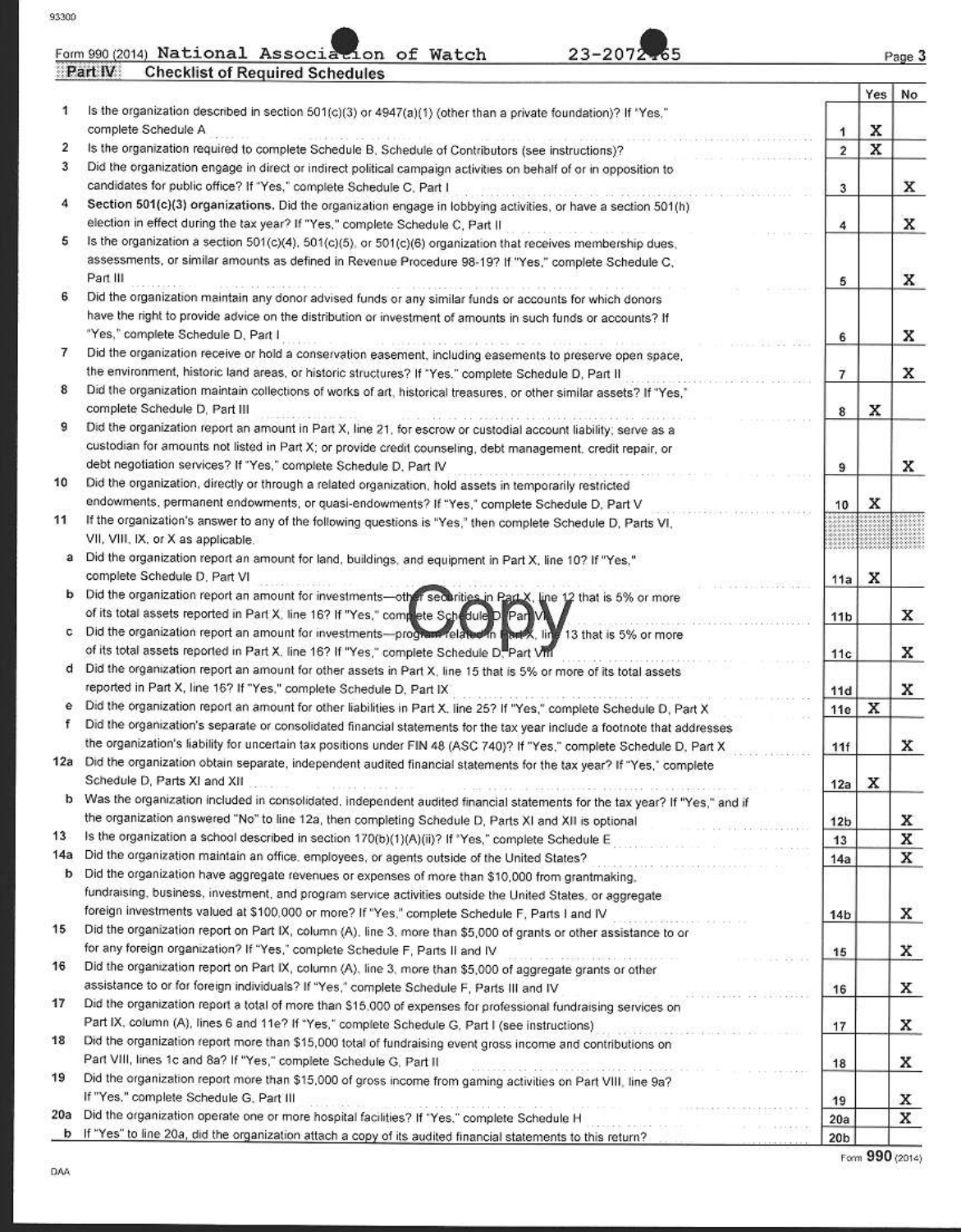Form 990 (2014) National Association of Watch 23-2072165

## Part IV Checklist of Required Schedules

| | | | Yes | No |
|---|---|---|---|---|
| 1 | Is the organization described in section 501(c)(3) or 4947(a)(1) (other than a private foundation)? If "Yes," complete Schedule A | 1 | X | |
| 2 | Is the organization required to complete Schedule B, Schedule of Contributors (see instructions)? | 2 | X | |
| 3 | Did the organization engage in direct or indirect political campaign activities on behalf of or in opposition to candidates for public office? If "Yes," complete Schedule C, Part I | 3 | | X |
| 4 | **Section 501(c)(3) organizations.** Did the organization engage in lobbying activities, or have a section 501(h) election in effect during the tax year? If "Yes," complete Schedule C, Part II | 4 | | X |
| 5 | Is the organization a section 501(c)(4), 501(c)(5), or 501(c)(6) organization that receives membership dues, assessments, or similar amounts as defined in Revenue Procedure 98-19? If "Yes," complete Schedule C, Part III | 5 | | X |
| 6 | Did the organization maintain any donor advised funds or any similar funds or accounts for which donors have the right to provide advice on the distribution or investment of amounts in such funds or accounts? If "Yes," complete Schedule D, Part I | 6 | | X |
| 7 | Did the organization receive or hold a conservation easement, including easements to preserve open space, the environment, historic land areas, or historic structures? If "Yes," complete Schedule D, Part II | 7 | | X |
| 8 | Did the organization maintain collections of works of art, historical treasures, or other similar assets? If "Yes," complete Schedule D, Part III | 8 | X | |
| 9 | Did the organization report an amount in Part X, line 21, for escrow or custodial account liability; serve as a custodian for amounts not listed in Part X; or provide credit counseling, debt management, credit repair, or debt negotiation services? If "Yes," complete Schedule D, Part IV | 9 | | X |
| 10 | Did the organization, directly or through a related organization, hold assets in temporarily restricted endowments, permanent endowments, or quasi-endowments? If "Yes," complete Schedule D, Part V | 10 | X | |
| 11 | If the organization's answer to any of the following questions is "Yes," then complete Schedule D, Parts VI, VII, VIII, IX, or X as applicable. | | | |
| a | Did the organization report an amount for land, buildings, and equipment in Part X, line 10? If "Yes," complete Schedule D, Part VI | 11a | X | |
| b | Did the organization report an amount for investments—other securities in Part X, line 12 that is 5% or more of its total assets reported in Part X, line 16? If "Yes," complete Schedule D, Part VII | 11b | | X |
| c | Did the organization report an amount for investments—program related in Part X, line 13 that is 5% or more of its total assets reported in Part X, line 16? If "Yes," complete Schedule D, Part VIII | 11c | | X |
| d | Did the organization report an amount for other assets in Part X, line 15 that is 5% or more of its total assets reported in Part X, line 16? If "Yes," complete Schedule D, Part IX | 11d | | X |
| e | Did the organization report an amount for other liabilities in Part X, line 25? If "Yes," complete Schedule D, Part X | 11e | X | |
| f | Did the organization's separate or consolidated financial statements for the tax year include a footnote that addresses the organization's liability for uncertain tax positions under FIN 48 (ASC 740)? If "Yes," complete Schedule D, Part X | 11f | | X |
| 12a | Did the organization obtain separate, independent audited financial statements for the tax year? If "Yes," complete Schedule D, Parts XI and XII | 12a | X | |
| b | Was the organization included in consolidated, independent audited financial statements for the tax year? If "Yes," and if the organization answered "No" to line 12a, then completing Schedule D, Parts XI and XII is optional | 12b | | X |
| 13 | Is the organization a school described in section 170(b)(1)(A)(ii)? If "Yes," complete Schedule E | 13 | | X |
| 14a | Did the organization maintain an office, employees, or agents outside of the United States? | 14a | | X |
| b | Did the organization have aggregate revenues or expenses of more than $10,000 from grantmaking, fundraising, business, investment, and program service activities outside the United States, or aggregate foreign investments valued at $100,000 or more? If "Yes," complete Schedule F, Parts I and IV | 14b | | X |
| 15 | Did the organization report on Part IX, column (A), line 3, more than $5,000 of grants or other assistance to or for any foreign organization? If "Yes," complete Schedule F, Parts II and IV | 15 | | X |
| 16 | Did the organization report on Part IX, column (A), line 3, more than $5,000 of aggregate grants or other assistance to or for foreign individuals? If "Yes," complete Schedule F, Parts III and IV | 16 | | X |
| 17 | Did the organization report a total of more than $15,000 of expenses for professional fundraising services on Part IX, column (A), lines 6 and 11e? If "Yes," complete Schedule G, Part I (see instructions) | 17 | | X |
| 18 | Did the organization report more than $15,000 total of fundraising event gross income and contributions on Part VIII, lines 1c and 8a? If "Yes," complete Schedule G, Part II | 18 | | X |
| 19 | Did the organization report more than $15,000 of gross income from gaming activities on Part VIII, line 9a? If "Yes," complete Schedule G, Part III | 19 | | X |
| 20a | Did the organization operate one or more hospital facilities? If "Yes," complete Schedule H | 20a | | X |
| b | If "Yes" to line 20a, did the organization attach a copy of its audited financial statements to this return? | 20b | | |

Form **990** (2014)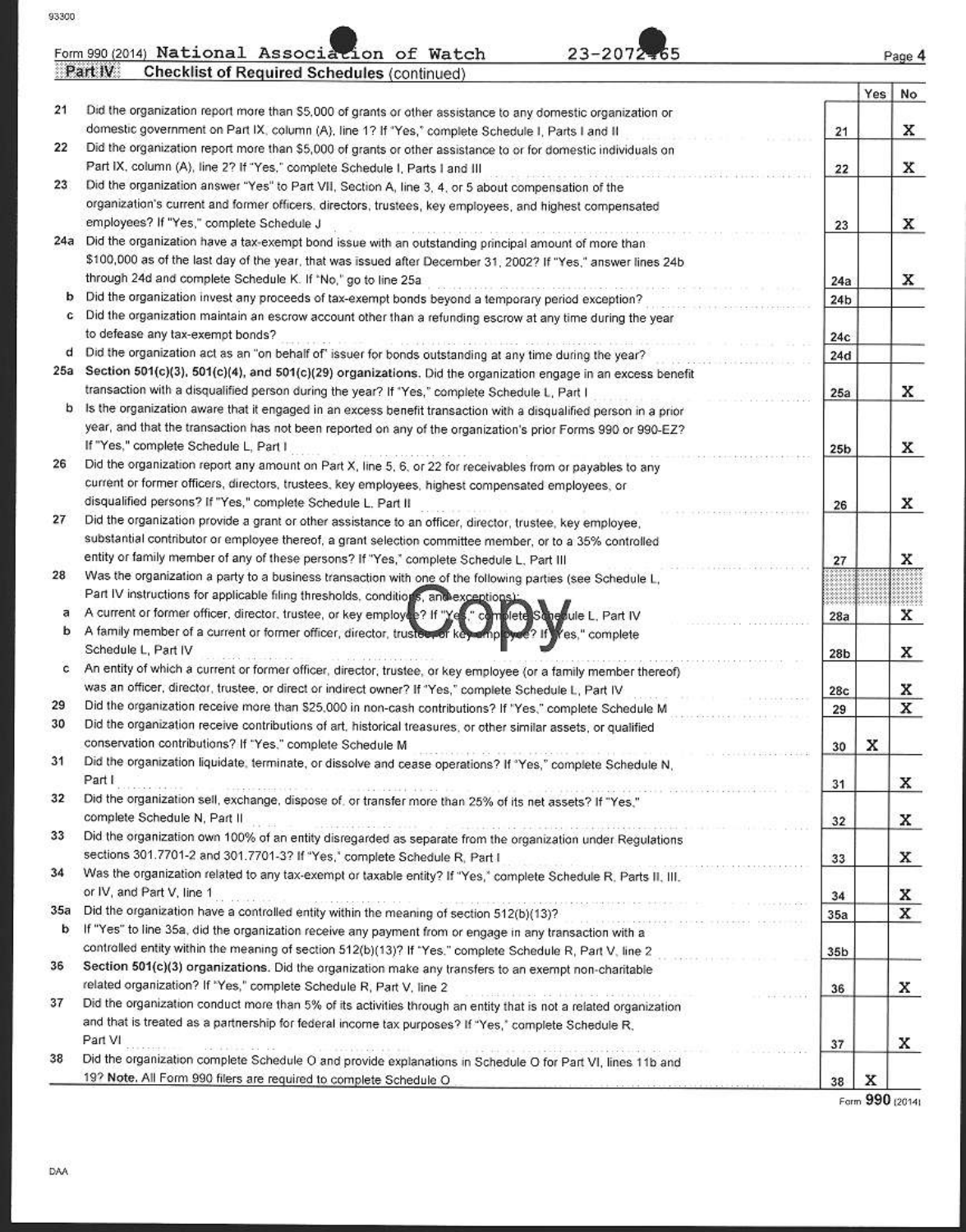Form 990 (2014) National Association of Watch 23-2072465

## Part IV Checklist of Required Schedules (continued)

| | | | Yes | No |
|---|---|---|---|---|
| 21 | Did the organization report more than $5,000 of grants or other assistance to any domestic organization or domestic government on Part IX, column (A), line 1? If "Yes," complete Schedule I, Parts I and II | 21 | | X |
| 22 | Did the organization report more than $5,000 of grants or other assistance to or for domestic individuals on Part IX, column (A), line 2? If "Yes," complete Schedule I, Parts I and III | 22 | | X |
| 23 | Did the organization answer "Yes" to Part VII, Section A, line 3, 4, or 5 about compensation of the organization's current and former officers, directors, trustees, key employees, and highest compensated employees? If "Yes," complete Schedule J | 23 | | X |
| 24a | Did the organization have a tax-exempt bond issue with an outstanding principal amount of more than $100,000 as of the last day of the year, that was issued after December 31, 2002? If "Yes," answer lines 24b through 24d and complete Schedule K. If "No," go to line 25a | 24a | | X |
| b | Did the organization invest any proceeds of tax-exempt bonds beyond a temporary period exception? | 24b | | |
| c | Did the organization maintain an escrow account other than a refunding escrow at any time during the year to defease any tax-exempt bonds? | 24c | | |
| d | Did the organization act as an "on behalf of" issuer for bonds outstanding at any time during the year? | 24d | | |
| 25a | **Section 501(c)(3), 501(c)(4), and 501(c)(29) organizations.** Did the organization engage in an excess benefit transaction with a disqualified person during the year? If "Yes," complete Schedule L, Part I | 25a | | X |
| b | Is the organization aware that it engaged in an excess benefit transaction with a disqualified person in a prior year, and that the transaction has not been reported on any of the organization's prior Forms 990 or 990-EZ? If "Yes," complete Schedule L, Part I | 25b | | X |
| 26 | Did the organization report any amount on Part X, line 5, 6, or 22 for receivables from or payables to any current or former officers, directors, trustees, key employees, highest compensated employees, or disqualified persons? If "Yes," complete Schedule L, Part II | 26 | | X |
| 27 | Did the organization provide a grant or other assistance to an officer, director, trustee, key employee, substantial contributor or employee thereof, a grant selection committee member, or to a 35% controlled entity or family member of any of these persons? If "Yes," complete Schedule L, Part III | 27 | | X |
| 28 | Was the organization a party to a business transaction with one of the following parties (see Schedule L, Part IV instructions for applicable filing thresholds, conditions, and exceptions): | | | |
| a | A current or former officer, director, trustee, or key employee? If "Yes," complete Schedule L, Part IV | 28a | | X |
| b | A family member of a current or former officer, director, trustee, or key employee? If "Yes," complete Schedule L, Part IV | 28b | | X |
| c | An entity of which a current or former officer, director, trustee, or key employee (or a family member thereof) was an officer, director, trustee, or direct or indirect owner? If "Yes," complete Schedule L, Part IV | 28c | | X |
| 29 | Did the organization receive more than $25,000 in non-cash contributions? If "Yes," complete Schedule M | 29 | | X |
| 30 | Did the organization receive contributions of art, historical treasures, or other similar assets, or qualified conservation contributions? If "Yes," complete Schedule M | 30 | X | |
| 31 | Did the organization liquidate, terminate, or dissolve and cease operations? If "Yes," complete Schedule N, Part I | 31 | | X |
| 32 | Did the organization sell, exchange, dispose of, or transfer more than 25% of its net assets? If "Yes," complete Schedule N, Part II | 32 | | X |
| 33 | Did the organization own 100% of an entity disregarded as separate from the organization under Regulations sections 301.7701-2 and 301.7701-3? If "Yes," complete Schedule R, Part I | 33 | | X |
| 34 | Was the organization related to any tax-exempt or taxable entity? If "Yes," complete Schedule R, Parts II, III, or IV, and Part V, line 1 | 34 | | X |
| 35a | Did the organization have a controlled entity within the meaning of section 512(b)(13)? | 35a | | X |
| b | If "Yes" to line 35a, did the organization receive any payment from or engage in any transaction with a controlled entity within the meaning of section 512(b)(13)? If "Yes," complete Schedule R, Part V, line 2 | 35b | | |
| 36 | **Section 501(c)(3) organizations.** Did the organization make any transfers to an exempt non-charitable related organization? If "Yes," complete Schedule R, Part V, line 2 | 36 | | X |
| 37 | Did the organization conduct more than 5% of its activities through an entity that is not a related organization and that is treated as a partnership for federal income tax purposes? If "Yes," complete Schedule R, Part VI | 37 | | X |
| 38 | Did the organization complete Schedule O and provide explanations in Schedule O for Part VI, lines 11b and 19? **Note.** All Form 990 filers are required to complete Schedule O | 38 | X | |

Form **990** (2014)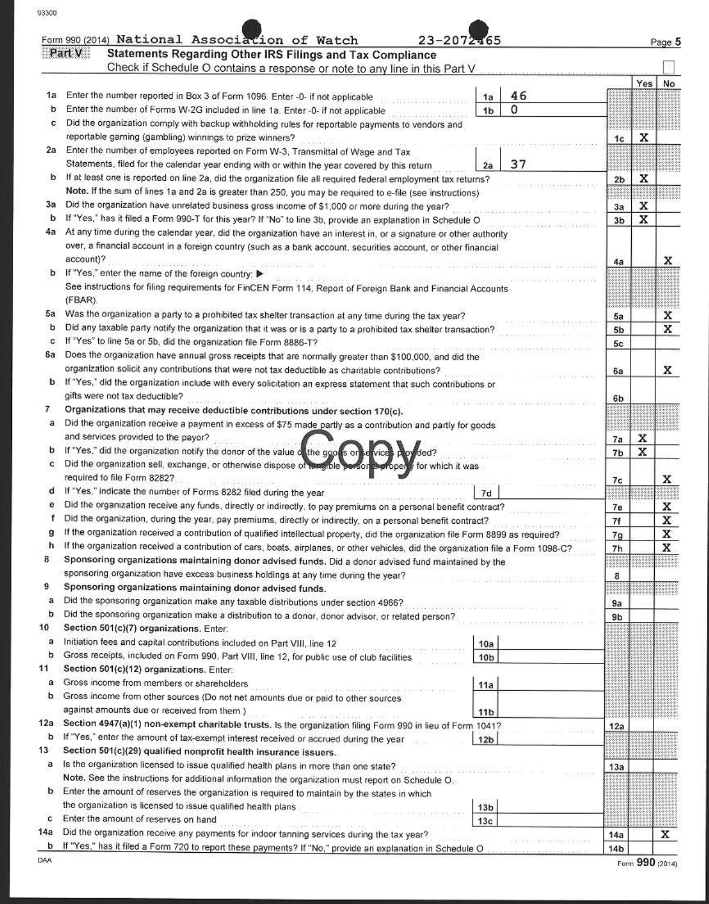Form 990 (2014) National Association of Watch 23-2072465

## Part V Statements Regarding Other IRS Filings and Tax Compliance

Check if Schedule O contains a response or note to any line in this Part V ☐

| | | | | | Yes | No |
|---|---|---|---|---|---|---|
| 1a | Enter the number reported in Box 3 of Form 1096. Enter -0- if not applicable | 1a | 46 | | | |
| b | Enter the number of Forms W-2G included in line 1a. Enter -0- if not applicable | 1b | 0 | | | |
| c | Did the organization comply with backup withholding rules for reportable payments to vendors and reportable gaming (gambling) winnings to prize winners? | | | 1c | X | |
| 2a | Enter the number of employees reported on Form W-3, Transmittal of Wage and Tax Statements, filed for the calendar year ending with or within the year covered by this return | 2a | 37 | | | |
| b | If at least one is reported on line 2a, did the organization file all required federal employment tax returns? | | | 2b | X | |
| | **Note.** If the sum of lines 1a and 2a is greater than 250, you may be required to e-file (see instructions) | | | | | |
| 3a | Did the organization have unrelated business gross income of $1,000 or more during the year? | | | 3a | X | |
| b | If "Yes," has it filed a Form 990-T for this year? If "No" to line 3b, provide an explanation in Schedule O | | | 3b | X | |
| 4a | At any time during the calendar year, did the organization have an interest in, or a signature or other authority over, a financial account in a foreign country (such as a bank account, securities account, or other financial account)? | | | 4a | | X |
| b | If "Yes," enter the name of the foreign country: ▶ See instructions for filing requirements for FinCEN Form 114, Report of Foreign Bank and Financial Accounts (FBAR). | | | | | |
| 5a | Was the organization a party to a prohibited tax shelter transaction at any time during the tax year? | | | 5a | | X |
| b | Did any taxable party notify the organization that it was or is a party to a prohibited tax shelter transaction? | | | 5b | | X |
| c | If "Yes" to line 5a or 5b, did the organization file Form 8886-T? | | | 5c | | |
| 6a | Does the organization have annual gross receipts that are normally greater than $100,000, and did the organization solicit any contributions that were not tax deductible as charitable contributions? | | | 6a | | X |
| b | If "Yes," did the organization include with every solicitation an express statement that such contributions or gifts were not tax deductible? | | | 6b | | |
| 7 | **Organizations that may receive deductible contributions under section 170(c).** | | | | | |
| a | Did the organization receive a payment in excess of $75 made partly as a contribution and partly for goods and services provided to the payor? | | | 7a | X | |
| b | If "Yes," did the organization notify the donor of the value of the goods or services provided? | | | 7b | X | |
| c | Did the organization sell, exchange, or otherwise dispose of tangible personal property for which it was required to file Form 8282? | | | 7c | | X |
| d | If "Yes," indicate the number of Forms 8282 filed during the year | 7d | | | | |
| e | Did the organization receive any funds, directly or indirectly, to pay premiums on a personal benefit contract? | | | 7e | | X |
| f | Did the organization, during the year, pay premiums, directly or indirectly, on a personal benefit contract? | | | 7f | | X |
| g | If the organization received a contribution of qualified intellectual property, did the organization file Form 8899 as required? | | | 7g | | X |
| h | If the organization received a contribution of cars, boats, airplanes, or other vehicles, did the organization file a Form 1098-C? | | | 7h | | X |
| 8 | **Sponsoring organizations maintaining donor advised funds.** Did a donor advised fund maintained by the sponsoring organization have excess business holdings at any time during the year? | | | 8 | | |
| 9 | **Sponsoring organizations maintaining donor advised funds.** | | | | | |
| a | Did the sponsoring organization make any taxable distributions under section 4966? | | | 9a | | |
| b | Did the sponsoring organization make a distribution to a donor, donor advisor, or related person? | | | 9b | | |
| 10 | **Section 501(c)(7) organizations.** Enter: | | | | | |
| a | Initiation fees and capital contributions included on Part VIII, line 12 | 10a | | | | |
| b | Gross receipts, included on Form 990, Part VIII, line 12, for public use of club facilities | 10b | | | | |
| 11 | **Section 501(c)(12) organizations.** Enter: | | | | | |
| a | Gross income from members or shareholders | 11a | | | | |
| b | Gross income from other sources (Do not net amounts due or paid to other sources against amounts due or received from them.) | 11b | | | | |
| 12a | **Section 4947(a)(1) non-exempt charitable trusts.** Is the organization filing Form 990 in lieu of Form 1041? | | | 12a | | |
| b | If "Yes," enter the amount of tax-exempt interest received or accrued during the year | 12b | | | | |
| 13 | **Section 501(c)(29) qualified nonprofit health insurance issuers.** | | | | | |
| a | Is the organization licensed to issue qualified health plans in more than one state? | | | 13a | | |
| | **Note.** See the instructions for additional information the organization must report on Schedule O. | | | | | |
| b | Enter the amount of reserves the organization is required to maintain by the states in which the organization is licensed to issue qualified health plans | 13b | | | | |
| c | Enter the amount of reserves on hand | 13c | | | | |
| 14a | Did the organization receive any payments for indoor tanning services during the tax year? | | | 14a | | X |
| b | If "Yes," has it filed a Form 720 to report these payments? If "No," provide an explanation in Schedule O | | | 14b | | |

Copy